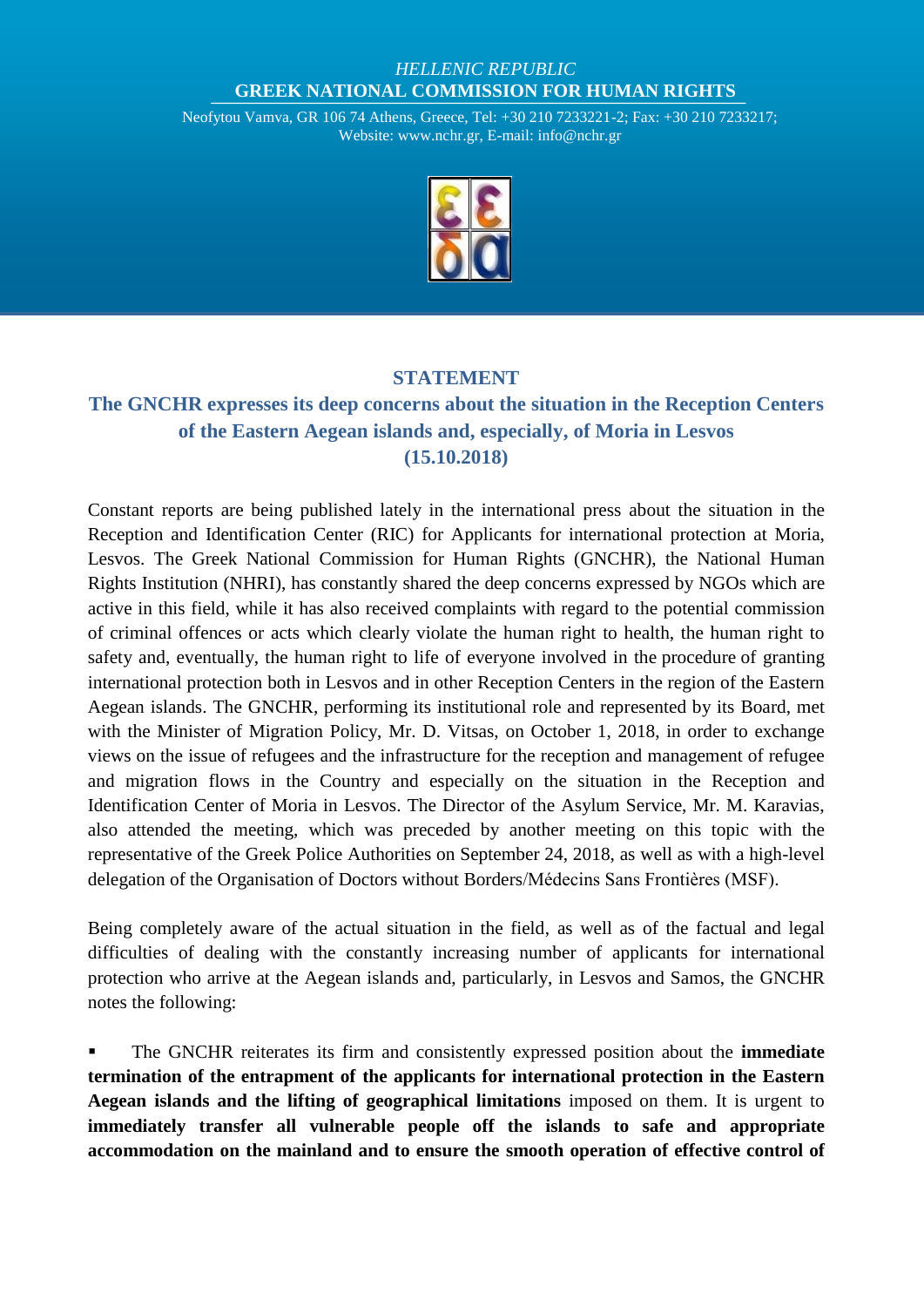*HELLENIC REPUBLIC*

**GREEK NATIONAL COMMISSION FOR HUMAN RIGHTS**

Neofytou Vamva, GR 106 74 Athens, Greece, Tel: +30 210 7233221-2; Fax: +30 210 7233217; Website: www.nchr.gr, E-mail: info@nchr.gr

# STATEMENT

## The GNCHR expresses its deep concerns about the situation in the Reception Centers of the Eastern Aegean islands and, especially, of Moria in Lesvos (15.10.2018)

Constant reports are being published lately in the international press about the situation in the Reception and Identification Center (RIC) for Applicants for international protection at Moria, Lesvos. The Greek National Commission for Human Rights (GNCHR), the National Human Rights Institution (NHRI), has constantly shared the deep concerns expressed by NGOs which are active in this field, while it has also received complaints with regard to the potential commission of criminal offences or acts which clearly violate the human right to health, the human right to safety and, eventually, the human right to life of everyone involved in the procedure of granting international protection both in Lesvos and in other Reception Centers in the region of the Eastern Aegean islands. The GNCHR, performing its institutional role and represented by its Board, met with the Minister of Migration Policy, Mr. D. Vitsas, on October 1, 2018, in order to exchange views on the issue of refugees and the infrastructure for the reception and management of refugee and migration flows in the Country and especially on the situation in the Reception and Identification Center of Moria in Lesvos. The Director of the Asylum Service, Mr. M. Karavias, also attended the meeting, which was preceded by another meeting on this topic with the representative of the Greek Police Authorities on September 24, 2018, as well as with a high-level delegation of the Organisation of Doctors without Borders/Médecins Sans Frontières (MSF).

Being completely aware of the actual situation in the field, as well as of the factual and legal difficulties of dealing with the constantly increasing number of applicants for international protection who arrive at the Aegean islands and, particularly, in Lesvos and Samos, the GNCHR notes the following:

- The GNCHR reiterates its firm and consistently expressed position about the **immediate termination of the entrapment of the applicants for international protection in the Eastern Aegean islands and the lifting of geographical limitations** imposed on them. It is urgent to **immediately transfer all vulnerable people off the islands to safe and appropriate accommodation on the mainland and to ensure the smooth operation of effective control of**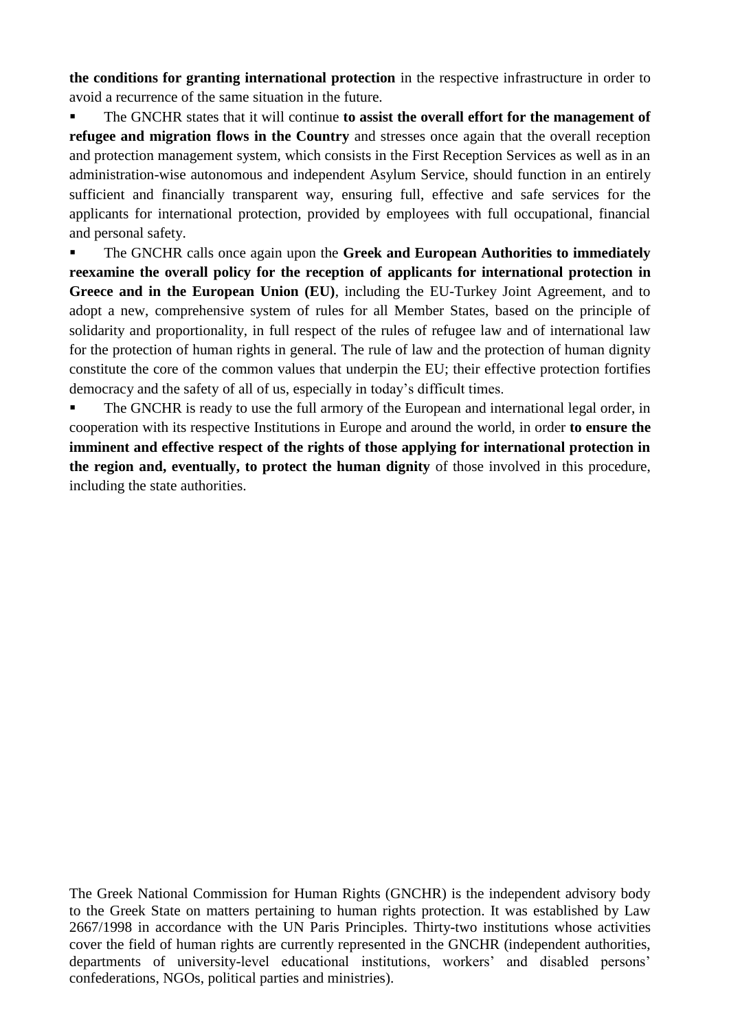**the conditions for granting international protection** in the respective infrastructure in order to avoid a recurrence of the same situation in the future.

- The GNCHR states that it will continue **to assist the overall effort for the management of refugee and migration flows in the Country** and stresses once again that the overall reception and protection management system, which consists in the First Reception Services as well as in an administration-wise autonomous and independent Asylum Service, should function in an entirely sufficient and financially transparent way, ensuring full, effective and safe services for the applicants for international protection, provided by employees with full occupational, financial and personal safety.
- The GNCHR calls once again upon the **Greek and European Authorities to immediately reexamine the overall policy for the reception of applicants for international protection in Greece and in the European Union (EU)**, including the EU-Turkey Joint Agreement, and to adopt a new, comprehensive system of rules for all Member States, based on the principle of solidarity and proportionality, in full respect of the rules of refugee law and of international law for the protection of human rights in general. The rule of law and the protection of human dignity constitute the core of the common values that underpin the EU; their effective protection fortifies democracy and the safety of all of us, especially in today's difficult times.
- The GNCHR is ready to use the full armory of the European and international legal order, in cooperation with its respective Institutions in Europe and around the world, in order **to ensure the imminent and effective respect of the rights of those applying for international protection in the region and, eventually, to protect the human dignity** of those involved in this procedure, including the state authorities.

The Greek National Commission for Human Rights (GNCHR) is the independent advisory body to the Greek State on matters pertaining to human rights protection. It was established by Law 2667/1998 in accordance with the UN Paris Principles. Thirty-two institutions whose activities cover the field of human rights are currently represented in the GNCHR (independent authorities, departments of university-level educational institutions, workers' and disabled persons' confederations, NGOs, political parties and ministries).